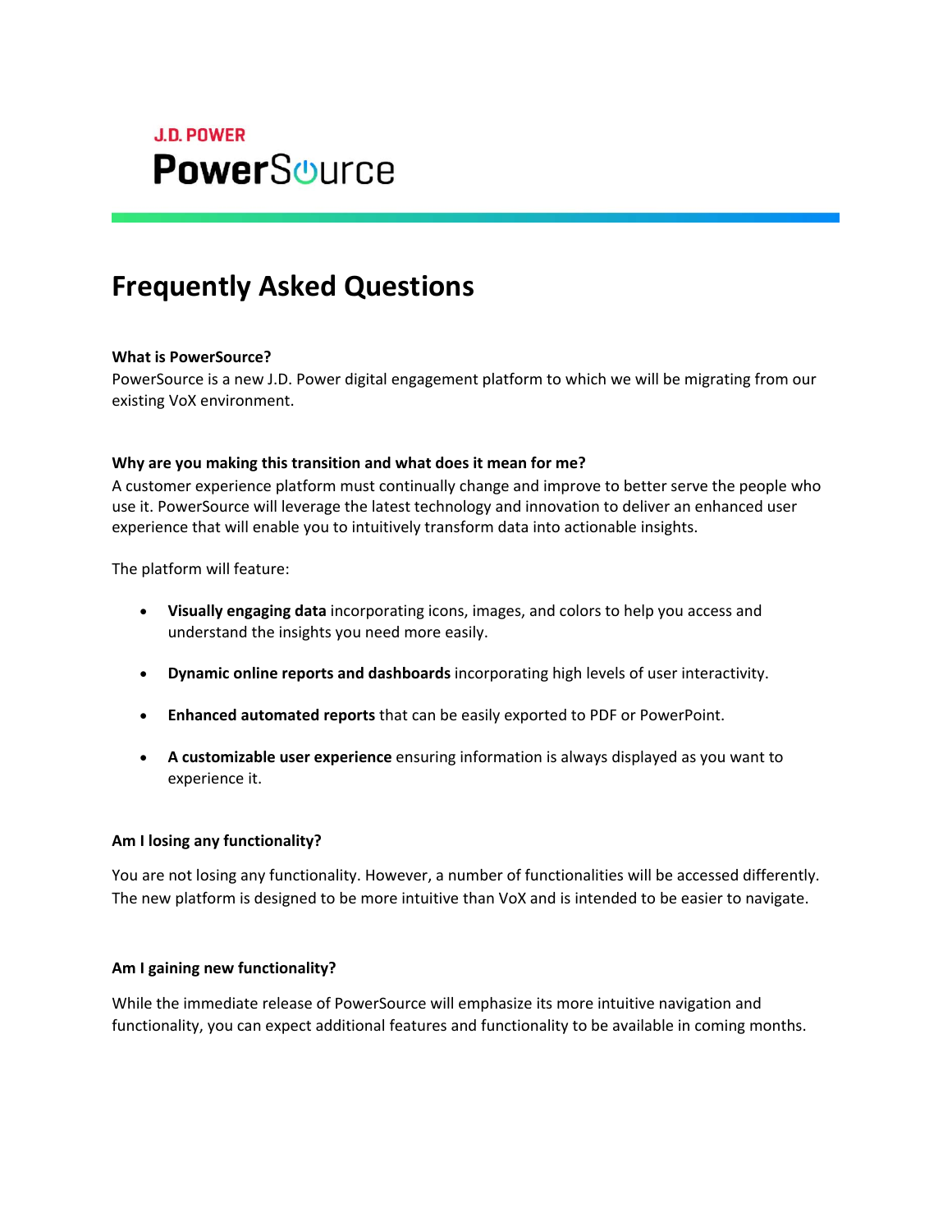J.D. POWER

PowerSource

# Frequently Asked Questions

**What is PowerSource?**

PowerSource is a new J.D. Power digital engagement platform to which we will be migrating from our existing VoX environment.

**Why are you making this transition and what does it mean for me?**

A customer experience platform must continually change and improve to better serve the people who use it. PowerSource will leverage the latest technology and innovation to deliver an enhanced user experience that will enable you to intuitively transform data into actionable insights.

The platform will feature:

- **Visually engaging data** incorporating icons, images, and colors to help you access and understand the insights you need more easily.
- **Dynamic online reports and dashboards** incorporating high levels of user interactivity.
- **Enhanced automated reports** that can be easily exported to PDF or PowerPoint.
- **A customizable user experience** ensuring information is always displayed as you want to experience it.

**Am I losing any functionality?**

You are not losing any functionality. However, a number of functionalities will be accessed differently. The new platform is designed to be more intuitive than VoX and is intended to be easier to navigate.

**Am I gaining new functionality?**

While the immediate release of PowerSource will emphasize its more intuitive navigation and functionality, you can expect additional features and functionality to be available in coming months.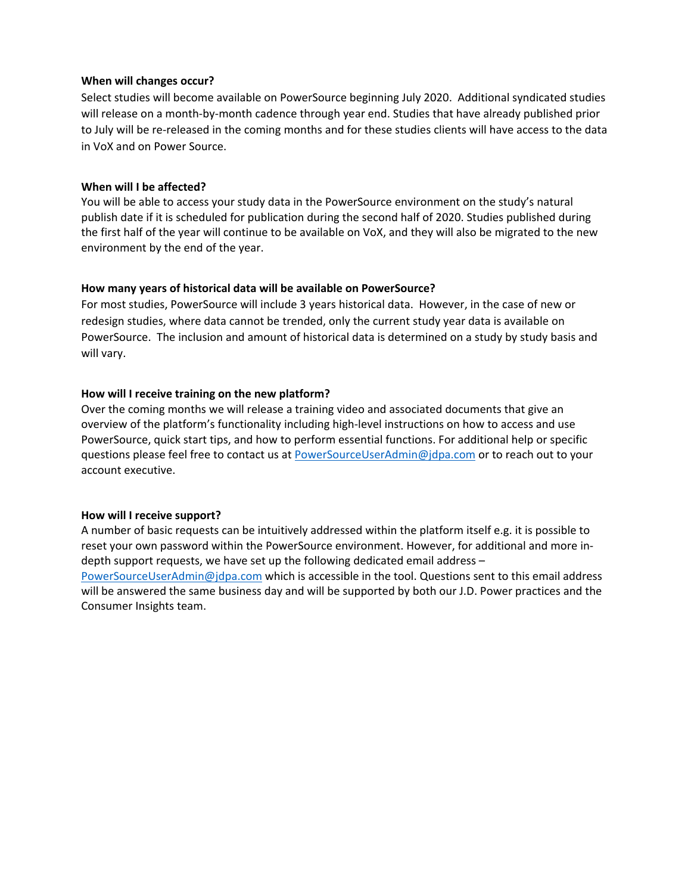**When will changes occur?**

Select studies will become available on PowerSource beginning July 2020. Additional syndicated studies will release on a month-by-month cadence through year end. Studies that have already published prior to July will be re-released in the coming months and for these studies clients will have access to the data in VoX and on Power Source.

**When will I be affected?**

You will be able to access your study data in the PowerSource environment on the study's natural publish date if it is scheduled for publication during the second half of 2020. Studies published during the first half of the year will continue to be available on VoX, and they will also be migrated to the new environment by the end of the year.

**How many years of historical data will be available on PowerSource?**

For most studies, PowerSource will include 3 years historical data. However, in the case of new or redesign studies, where data cannot be trended, only the current study year data is available on PowerSource. The inclusion and amount of historical data is determined on a study by study basis and will vary.

**How will I receive training on the new platform?**

Over the coming months we will release a training video and associated documents that give an overview of the platform's functionality including high-level instructions on how to access and use PowerSource, quick start tips, and how to perform essential functions. For additional help or specific questions please feel free to contact us at PowerSourceUserAdmin@jdpa.com or to reach out to your account executive.

**How will I receive support?**

A number of basic requests can be intuitively addressed within the platform itself e.g. it is possible to reset your own password within the PowerSource environment. However, for additional and more in-depth support requests, we have set up the following dedicated email address – PowerSourceUserAdmin@jdpa.com which is accessible in the tool. Questions sent to this email address will be answered the same business day and will be supported by both our J.D. Power practices and the Consumer Insights team.